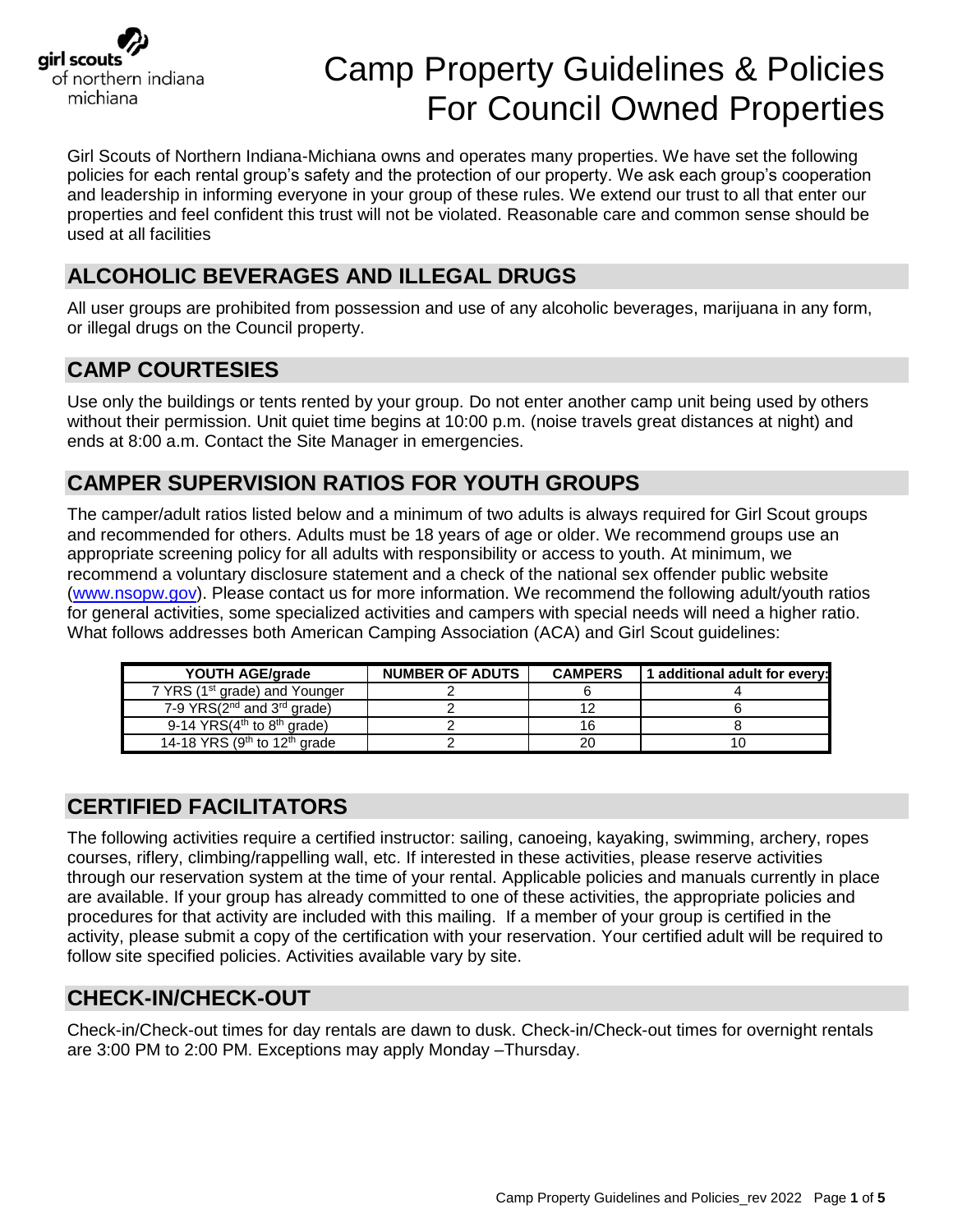girl scouts of northern indiana michiana

# Camp Property Guidelines & Policies For Council Owned Properties

Girl Scouts of Northern Indiana-Michiana owns and operates many properties. We have set the following policies for each rental group's safety and the protection of our property. We ask each group's cooperation and leadership in informing everyone in your group of these rules. We extend our trust to all that enter our properties and feel confident this trust will not be violated. Reasonable care and common sense should be used at all facilities

## ALCOHOLIC BEVERAGES AND ILLEGAL DRUGS

All user groups are prohibited from possession and use of any alcoholic beverages, marijuana in any form, or illegal drugs on the Council property.

## CAMP COURTESIES

Use only the buildings or tents rented by your group. Do not enter another camp unit being used by others without their permission. Unit quiet time begins at 10:00 p.m. (noise travels great distances at night) and ends at 8:00 a.m. Contact the Site Manager in emergencies.

## CAMPER SUPERVISION RATIOS FOR YOUTH GROUPS

The camper/adult ratios listed below and a minimum of two adults is always required for Girl Scout groups and recommended for others. Adults must be 18 years of age or older. We recommend groups use an appropriate screening policy for all adults with responsibility or access to youth. At minimum, we recommend a voluntary disclosure statement and a check of the national sex offender public website (www.nsopw.gov). Please contact us for more information. We recommend the following adult/youth ratios for general activities, some specialized activities and campers with special needs will need a higher ratio. What follows addresses both American Camping Association (ACA) and Girl Scout guidelines:

| YOUTH AGE/grade | NUMBER OF ADULTS | CAMPERS | 1 additional adult for every: |
|---|---|---|---|
| 7 YRS (1st grade) and Younger | 2 | 6 | 4 |
| 7-9 YRS(2nd and 3rd grade) | 2 | 12 | 6 |
| 9-14 YRS(4th to 8th grade) | 2 | 16 | 8 |
| 14-18 YRS (9th to 12th grade | 2 | 20 | 10 |

## CERTIFIED FACILITATORS

The following activities require a certified instructor: sailing, canoeing, kayaking, swimming, archery, ropes courses, riflery, climbing/rappelling wall, etc. If interested in these activities, please reserve activities through our reservation system at the time of your rental. Applicable policies and manuals currently in place are available. If your group has already committed to one of these activities, the appropriate policies and procedures for that activity are included with this mailing. If a member of your group is certified in the activity, please submit a copy of the certification with your reservation. Your certified adult will be required to follow site specified policies. Activities available vary by site.

## CHECK-IN/CHECK-OUT

Check-in/Check-out times for day rentals are dawn to dusk. Check-in/Check-out times for overnight rentals are 3:00 PM to 2:00 PM. Exceptions may apply Monday –Thursday.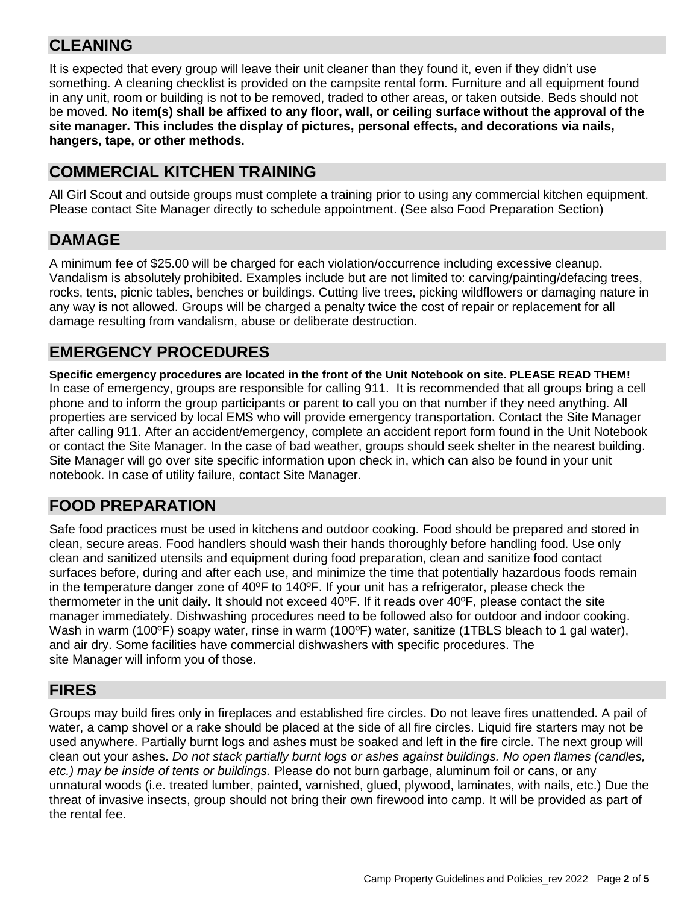## CLEANING

It is expected that every group will leave their unit cleaner than they found it, even if they didn't use something. A cleaning checklist is provided on the campsite rental form. Furniture and all equipment found in any unit, room or building is not to be removed, traded to other areas, or taken outside. Beds should not be moved. **No item(s) shall be affixed to any floor, wall, or ceiling surface without the approval of the site manager. This includes the display of pictures, personal effects, and decorations via nails, hangers, tape, or other methods.**

## COMMERCIAL KITCHEN TRAINING

All Girl Scout and outside groups must complete a training prior to using any commercial kitchen equipment. Please contact Site Manager directly to schedule appointment. (See also Food Preparation Section)

## DAMAGE

A minimum fee of $25.00 will be charged for each violation/occurrence including excessive cleanup. Vandalism is absolutely prohibited. Examples include but are not limited to: carving/painting/defacing trees, rocks, tents, picnic tables, benches or buildings. Cutting live trees, picking wildflowers or damaging nature in any way is not allowed. Groups will be charged a penalty twice the cost of repair or replacement for all damage resulting from vandalism, abuse or deliberate destruction.

## EMERGENCY PROCEDURES

**Specific emergency procedures are located in the front of the Unit Notebook on site. PLEASE READ THEM!** In case of emergency, groups are responsible for calling 911. It is recommended that all groups bring a cell phone and to inform the group participants or parent to call you on that number if they need anything. All properties are serviced by local EMS who will provide emergency transportation. Contact the Site Manager after calling 911. After an accident/emergency, complete an accident report form found in the Unit Notebook or contact the Site Manager. In the case of bad weather, groups should seek shelter in the nearest building. Site Manager will go over site specific information upon check in, which can also be found in your unit notebook. In case of utility failure, contact Site Manager.

## FOOD PREPARATION

Safe food practices must be used in kitchens and outdoor cooking. Food should be prepared and stored in clean, secure areas. Food handlers should wash their hands thoroughly before handling food. Use only clean and sanitized utensils and equipment during food preparation, clean and sanitize food contact surfaces before, during and after each use, and minimize the time that potentially hazardous foods remain in the temperature danger zone of 40ºF to 140ºF. If your unit has a refrigerator, please check the thermometer in the unit daily. It should not exceed 40ºF. If it reads over 40ºF, please contact the site manager immediately. Dishwashing procedures need to be followed also for outdoor and indoor cooking. Wash in warm (100ºF) soapy water, rinse in warm (100ºF) water, sanitize (1TBLS bleach to 1 gal water), and air dry. Some facilities have commercial dishwashers with specific procedures. The site Manager will inform you of those.

## FIRES

Groups may build fires only in fireplaces and established fire circles. Do not leave fires unattended. A pail of water, a camp shovel or a rake should be placed at the side of all fire circles. Liquid fire starters may not be used anywhere. Partially burnt logs and ashes must be soaked and left in the fire circle. The next group will clean out your ashes. *Do not stack partially burnt logs or ashes against buildings. No open flames (candles, etc.) may be inside of tents or buildings.* Please do not burn garbage, aluminum foil or cans, or any unnatural woods (i.e. treated lumber, painted, varnished, glued, plywood, laminates, with nails, etc.) Due the threat of invasive insects, group should not bring their own firewood into camp. It will be provided as part of the rental fee.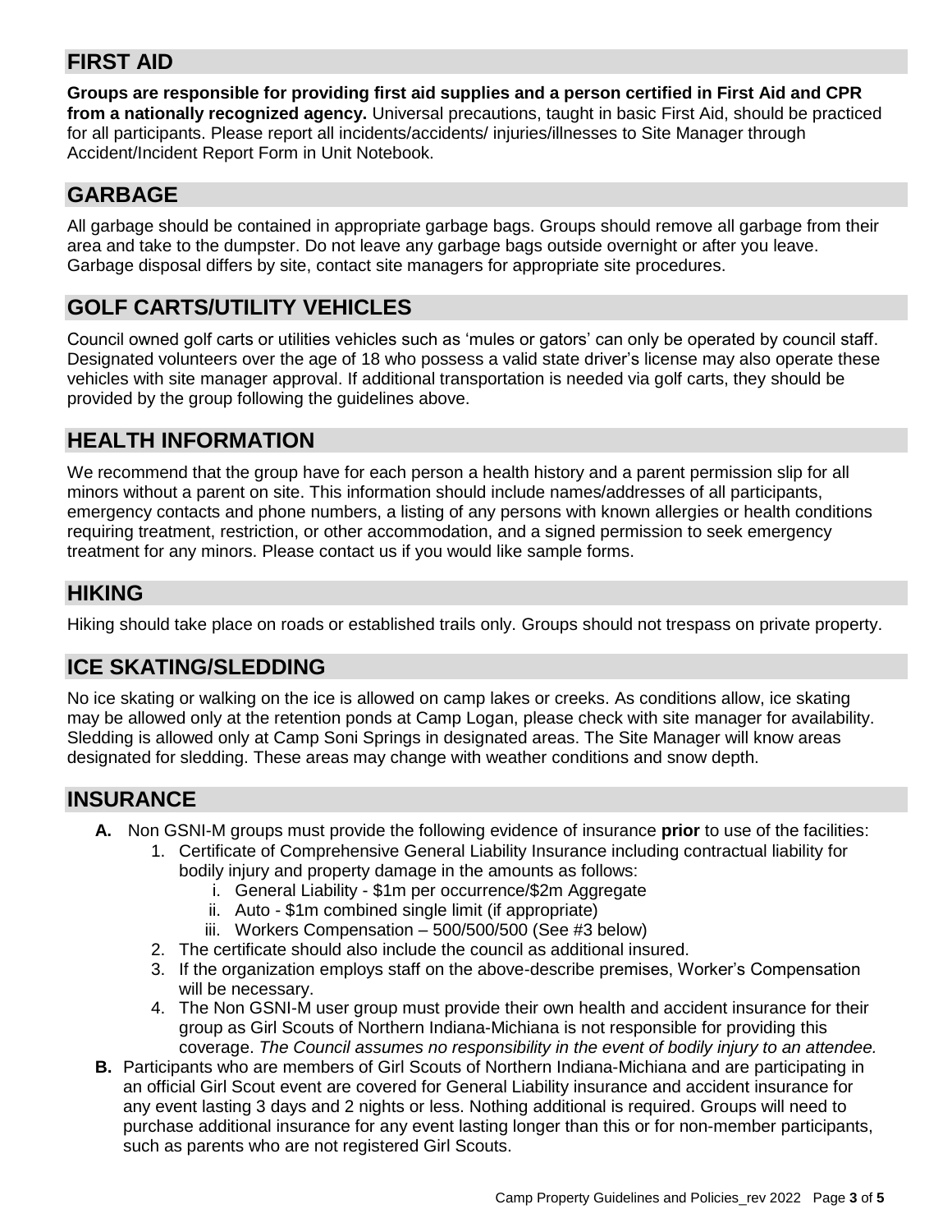## FIRST AID

**Groups are responsible for providing first aid supplies and a person certified in First Aid and CPR from a nationally recognized agency.** Universal precautions, taught in basic First Aid, should be practiced for all participants. Please report all incidents/accidents/ injuries/illnesses to Site Manager through Accident/Incident Report Form in Unit Notebook.

## GARBAGE

All garbage should be contained in appropriate garbage bags. Groups should remove all garbage from their area and take to the dumpster. Do not leave any garbage bags outside overnight or after you leave. Garbage disposal differs by site, contact site managers for appropriate site procedures.

## GOLF CARTS/UTILITY VEHICLES

Council owned golf carts or utilities vehicles such as 'mules or gators' can only be operated by council staff. Designated volunteers over the age of 18 who possess a valid state driver's license may also operate these vehicles with site manager approval. If additional transportation is needed via golf carts, they should be provided by the group following the guidelines above.

## HEALTH INFORMATION

We recommend that the group have for each person a health history and a parent permission slip for all minors without a parent on site. This information should include names/addresses of all participants, emergency contacts and phone numbers, a listing of any persons with known allergies or health conditions requiring treatment, restriction, or other accommodation, and a signed permission to seek emergency treatment for any minors. Please contact us if you would like sample forms.

## HIKING

Hiking should take place on roads or established trails only. Groups should not trespass on private property.

## ICE SKATING/SLEDDING

No ice skating or walking on the ice is allowed on camp lakes or creeks. As conditions allow, ice skating may be allowed only at the retention ponds at Camp Logan, please check with site manager for availability. Sledding is allowed only at Camp Soni Springs in designated areas. The Site Manager will know areas designated for sledding. These areas may change with weather conditions and snow depth.

## INSURANCE

**A.** Non GSNI-M groups must provide the following evidence of insurance **prior** to use of the facilities:
   1. Certificate of Comprehensive General Liability Insurance including contractual liability for bodily injury and property damage in the amounts as follows:
      i. General Liability - $1m per occurrence/$2m Aggregate
      ii. Auto - $1m combined single limit (if appropriate)
      iii. Workers Compensation – 500/500/500 (See #3 below)
   2. The certificate should also include the council as additional insured.
   3. If the organization employs staff on the above-describe premises, Worker's Compensation will be necessary.
   4. The Non GSNI-M user group must provide their own health and accident insurance for their group as Girl Scouts of Northern Indiana-Michiana is not responsible for providing this coverage. *The Council assumes no responsibility in the event of bodily injury to an attendee.*

**B.** Participants who are members of Girl Scouts of Northern Indiana-Michiana and are participating in an official Girl Scout event are covered for General Liability insurance and accident insurance for any event lasting 3 days and 2 nights or less. Nothing additional is required. Groups will need to purchase additional insurance for any event lasting longer than this or for non-member participants, such as parents who are not registered Girl Scouts.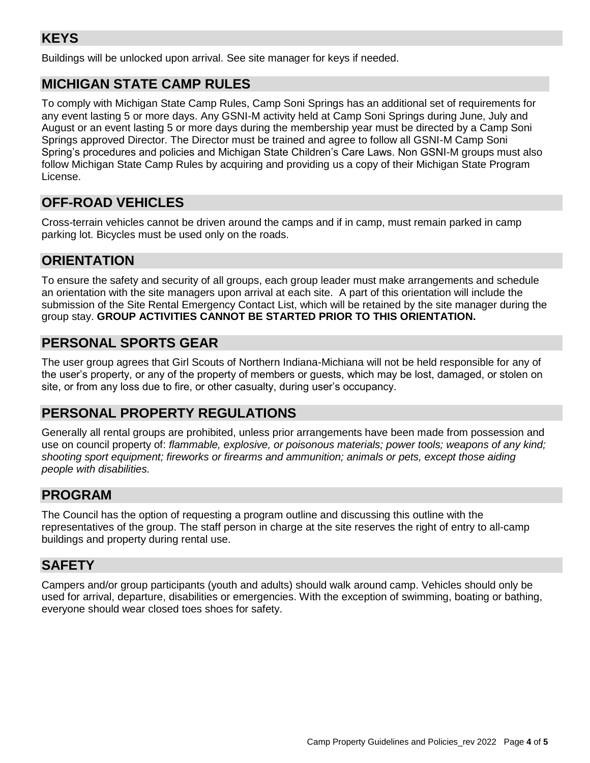## KEYS

Buildings will be unlocked upon arrival. See site manager for keys if needed.

## MICHIGAN STATE CAMP RULES

To comply with Michigan State Camp Rules, Camp Soni Springs has an additional set of requirements for any event lasting 5 or more days. Any GSNI-M activity held at Camp Soni Springs during June, July and August or an event lasting 5 or more days during the membership year must be directed by a Camp Soni Springs approved Director. The Director must be trained and agree to follow all GSNI-M Camp Soni Spring's procedures and policies and Michigan State Children's Care Laws. Non GSNI-M groups must also follow Michigan State Camp Rules by acquiring and providing us a copy of their Michigan State Program License.

## OFF-ROAD VEHICLES

Cross-terrain vehicles cannot be driven around the camps and if in camp, must remain parked in camp parking lot. Bicycles must be used only on the roads.

## ORIENTATION

To ensure the safety and security of all groups, each group leader must make arrangements and schedule an orientation with the site managers upon arrival at each site. A part of this orientation will include the submission of the Site Rental Emergency Contact List, which will be retained by the site manager during the group stay. **GROUP ACTIVITIES CANNOT BE STARTED PRIOR TO THIS ORIENTATION.**

## PERSONAL SPORTS GEAR

The user group agrees that Girl Scouts of Northern Indiana-Michiana will not be held responsible for any of the user's property, or any of the property of members or guests, which may be lost, damaged, or stolen on site, or from any loss due to fire, or other casualty, during user's occupancy.

## PERSONAL PROPERTY REGULATIONS

Generally all rental groups are prohibited, unless prior arrangements have been made from possession and use on council property of: *flammable, explosive, or poisonous materials; power tools; weapons of any kind; shooting sport equipment; fireworks or firearms and ammunition; animals or pets, except those aiding people with disabilities.*

## PROGRAM

The Council has the option of requesting a program outline and discussing this outline with the representatives of the group. The staff person in charge at the site reserves the right of entry to all-camp buildings and property during rental use.

## SAFETY

Campers and/or group participants (youth and adults) should walk around camp. Vehicles should only be used for arrival, departure, disabilities or emergencies. With the exception of swimming, boating or bathing, everyone should wear closed toes shoes for safety.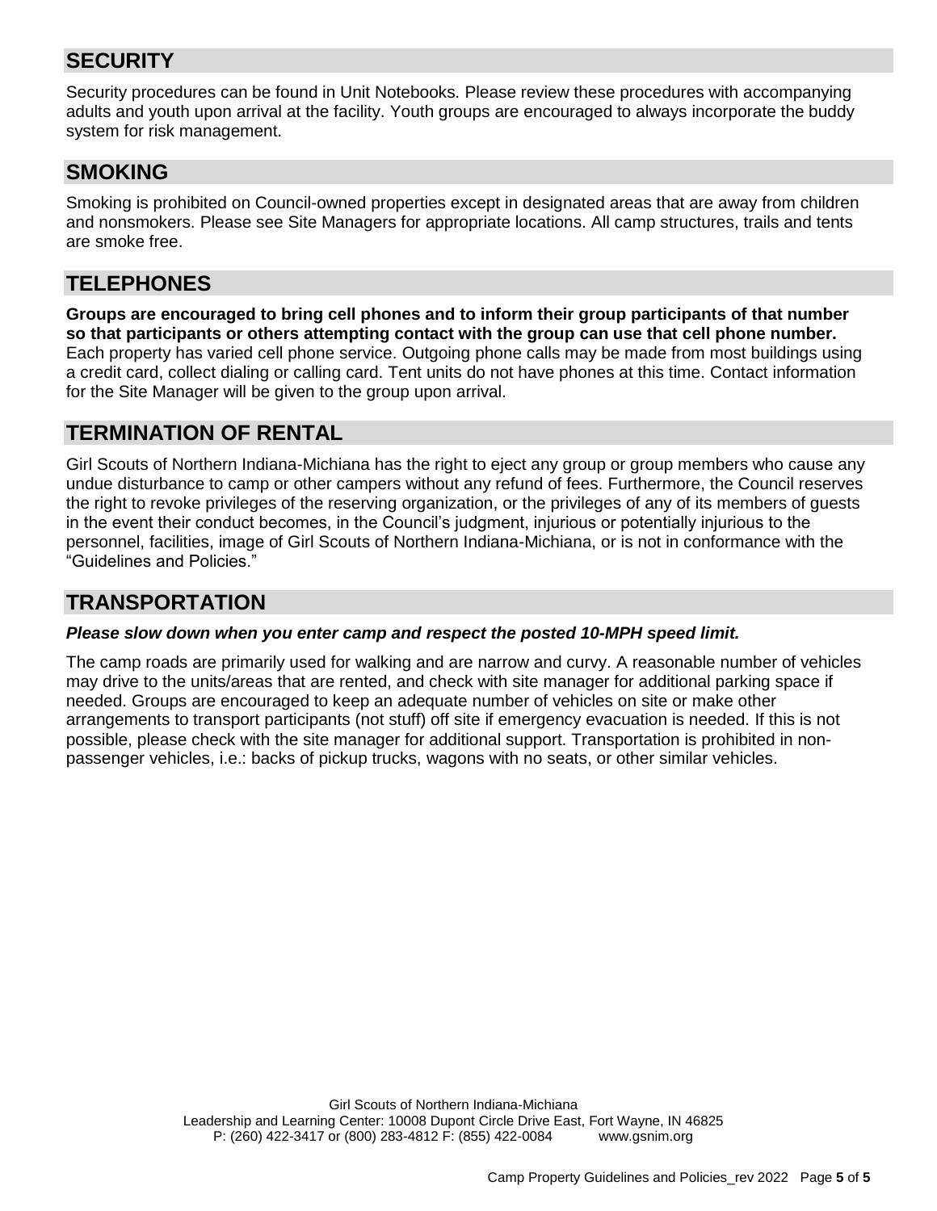## SECURITY

Security procedures can be found in Unit Notebooks. Please review these procedures with accompanying adults and youth upon arrival at the facility. Youth groups are encouraged to always incorporate the buddy system for risk management.

## SMOKING

Smoking is prohibited on Council-owned properties except in designated areas that are away from children and nonsmokers. Please see Site Managers for appropriate locations. All camp structures, trails and tents are smoke free.

## TELEPHONES

**Groups are encouraged to bring cell phones and to inform their group participants of that number so that participants or others attempting contact with the group can use that cell phone number.** Each property has varied cell phone service. Outgoing phone calls may be made from most buildings using a credit card, collect dialing or calling card. Tent units do not have phones at this time. Contact information for the Site Manager will be given to the group upon arrival.

## TERMINATION OF RENTAL

Girl Scouts of Northern Indiana-Michiana has the right to eject any group or group members who cause any undue disturbance to camp or other campers without any refund of fees. Furthermore, the Council reserves the right to revoke privileges of the reserving organization, or the privileges of any of its members of guests in the event their conduct becomes, in the Council's judgment, injurious or potentially injurious to the personnel, facilities, image of Girl Scouts of Northern Indiana-Michiana, or is not in conformance with the "Guidelines and Policies."

## TRANSPORTATION

***Please slow down when you enter camp and respect the posted 10-MPH speed limit.***

The camp roads are primarily used for walking and are narrow and curvy. A reasonable number of vehicles may drive to the units/areas that are rented, and check with site manager for additional parking space if needed. Groups are encouraged to keep an adequate number of vehicles on site or make other arrangements to transport participants (not stuff) off site if emergency evacuation is needed. If this is not possible, please check with the site manager for additional support. Transportation is prohibited in non-passenger vehicles, i.e.: backs of pickup trucks, wagons with no seats, or other similar vehicles.

Girl Scouts of Northern Indiana-Michiana
Leadership and Learning Center: 10008 Dupont Circle Drive East, Fort Wayne, IN 46825
P: (260) 422-3417 or (800) 283-4812 F: (855) 422-0084 www.gsnim.org